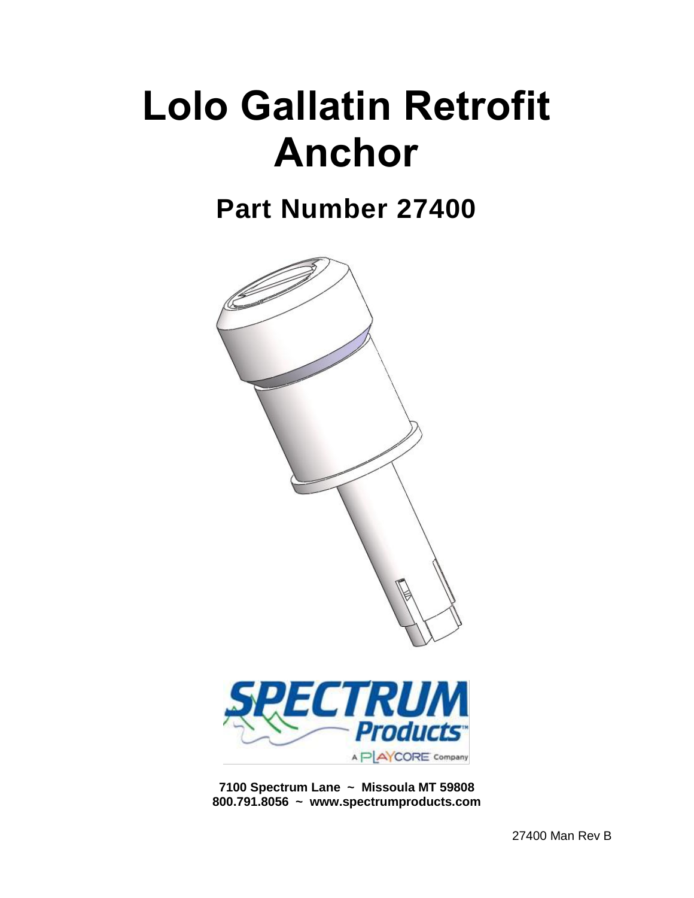# Lolo Gallatin Retrofit Anchor

## Part Number 27400

**7100 Spectrum Lane ~ Missoula MT 59808**
**800.791.8056 ~ www.spectrumproducts.com**

27400 Man Rev B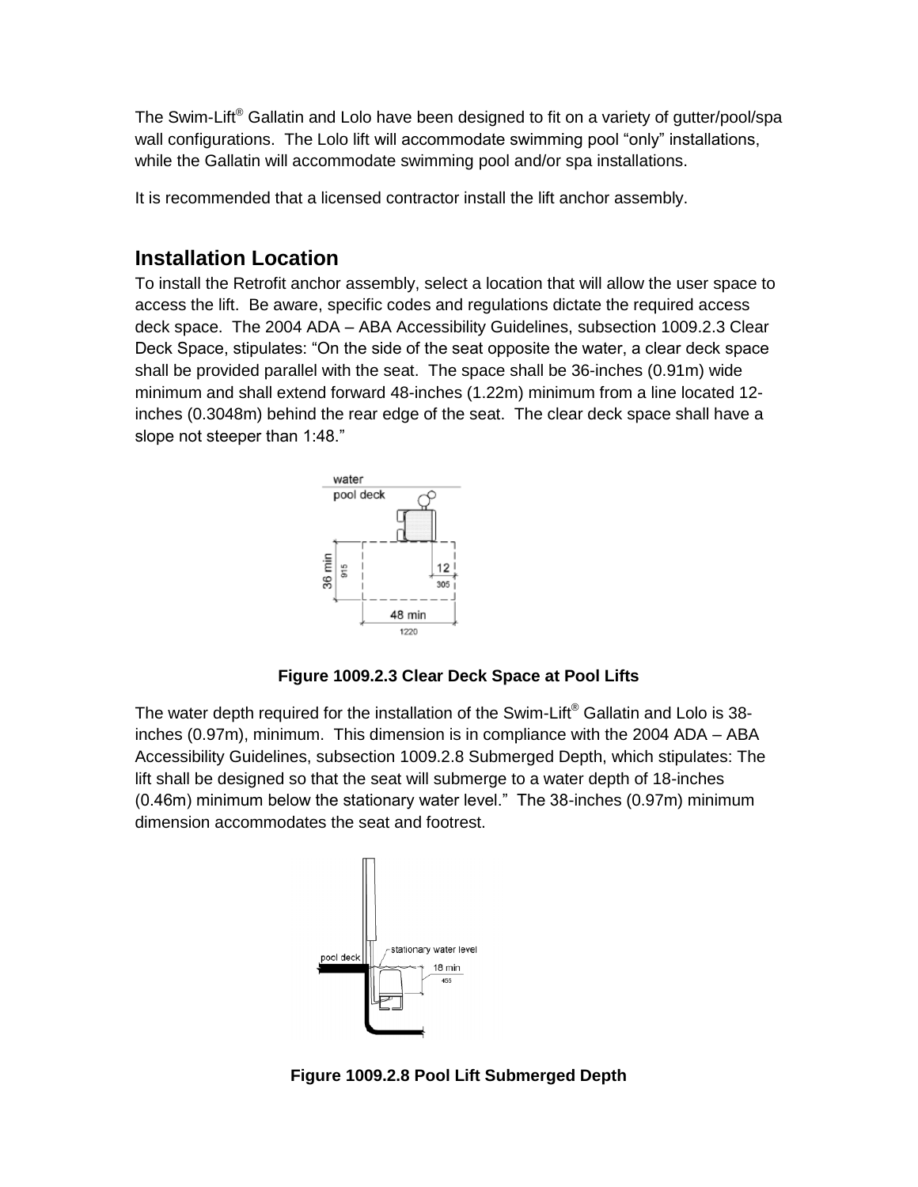The Swim-Lift® Gallatin and Lolo have been designed to fit on a variety of gutter/pool/spa wall configurations. The Lolo lift will accommodate swimming pool "only" installations, while the Gallatin will accommodate swimming pool and/or spa installations.

It is recommended that a licensed contractor install the lift anchor assembly.

## Installation Location

To install the Retrofit anchor assembly, select a location that will allow the user space to access the lift. Be aware, specific codes and regulations dictate the required access deck space. The 2004 ADA – ABA Accessibility Guidelines, subsection 1009.2.3 Clear Deck Space, stipulates: "On the side of the seat opposite the water, a clear deck space shall be provided parallel with the seat. The space shall be 36-inches (0.91m) wide minimum and shall extend forward 48-inches (1.22m) minimum from a line located 12-inches (0.3048m) behind the rear edge of the seat. The clear deck space shall have a slope not steeper than 1:48."

**Figure 1009.2.3 Clear Deck Space at Pool Lifts**

The water depth required for the installation of the Swim-Lift® Gallatin and Lolo is 38-inches (0.97m), minimum. This dimension is in compliance with the 2004 ADA – ABA Accessibility Guidelines, subsection 1009.2.8 Submerged Depth, which stipulates: The lift shall be designed so that the seat will submerge to a water depth of 18-inches (0.46m) minimum below the stationary water level." The 38-inches (0.97m) minimum dimension accommodates the seat and footrest.

**Figure 1009.2.8 Pool Lift Submerged Depth**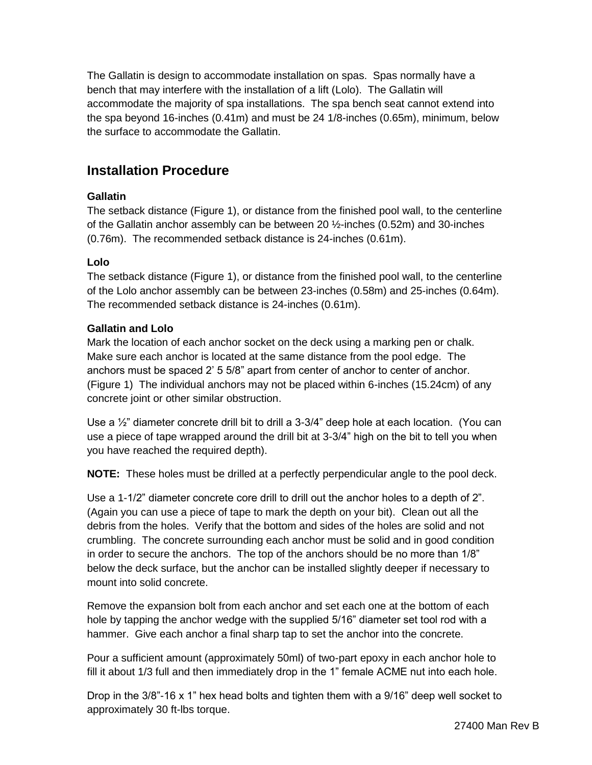The Gallatin is design to accommodate installation on spas. Spas normally have a bench that may interfere with the installation of a lift (Lolo). The Gallatin will accommodate the majority of spa installations. The spa bench seat cannot extend into the spa beyond 16-inches (0.41m) and must be 24 1/8-inches (0.65m), minimum, below the surface to accommodate the Gallatin.

## Installation Procedure

**Gallatin**

The setback distance (Figure 1), or distance from the finished pool wall, to the centerline of the Gallatin anchor assembly can be between 20 ½-inches (0.52m) and 30-inches (0.76m). The recommended setback distance is 24-inches (0.61m).

**Lolo**

The setback distance (Figure 1), or distance from the finished pool wall, to the centerline of the Lolo anchor assembly can be between 23-inches (0.58m) and 25-inches (0.64m). The recommended setback distance is 24-inches (0.61m).

**Gallatin and Lolo**

Mark the location of each anchor socket on the deck using a marking pen or chalk. Make sure each anchor is located at the same distance from the pool edge. The anchors must be spaced 2' 5 5/8" apart from center of anchor to center of anchor. (Figure 1) The individual anchors may not be placed within 6-inches (15.24cm) of any concrete joint or other similar obstruction.

Use a ½" diameter concrete drill bit to drill a 3-3/4" deep hole at each location. (You can use a piece of tape wrapped around the drill bit at 3-3/4" high on the bit to tell you when you have reached the required depth).

**NOTE:** These holes must be drilled at a perfectly perpendicular angle to the pool deck.

Use a 1-1/2" diameter concrete core drill to drill out the anchor holes to a depth of 2". (Again you can use a piece of tape to mark the depth on your bit). Clean out all the debris from the holes. Verify that the bottom and sides of the holes are solid and not crumbling. The concrete surrounding each anchor must be solid and in good condition in order to secure the anchors. The top of the anchors should be no more than 1/8" below the deck surface, but the anchor can be installed slightly deeper if necessary to mount into solid concrete.

Remove the expansion bolt from each anchor and set each one at the bottom of each hole by tapping the anchor wedge with the supplied 5/16" diameter set tool rod with a hammer. Give each anchor a final sharp tap to set the anchor into the concrete.

Pour a sufficient amount (approximately 50ml) of two-part epoxy in each anchor hole to fill it about 1/3 full and then immediately drop in the 1" female ACME nut into each hole.

Drop in the 3/8"-16 x 1" hex head bolts and tighten them with a 9/16" deep well socket to approximately 30 ft-lbs torque.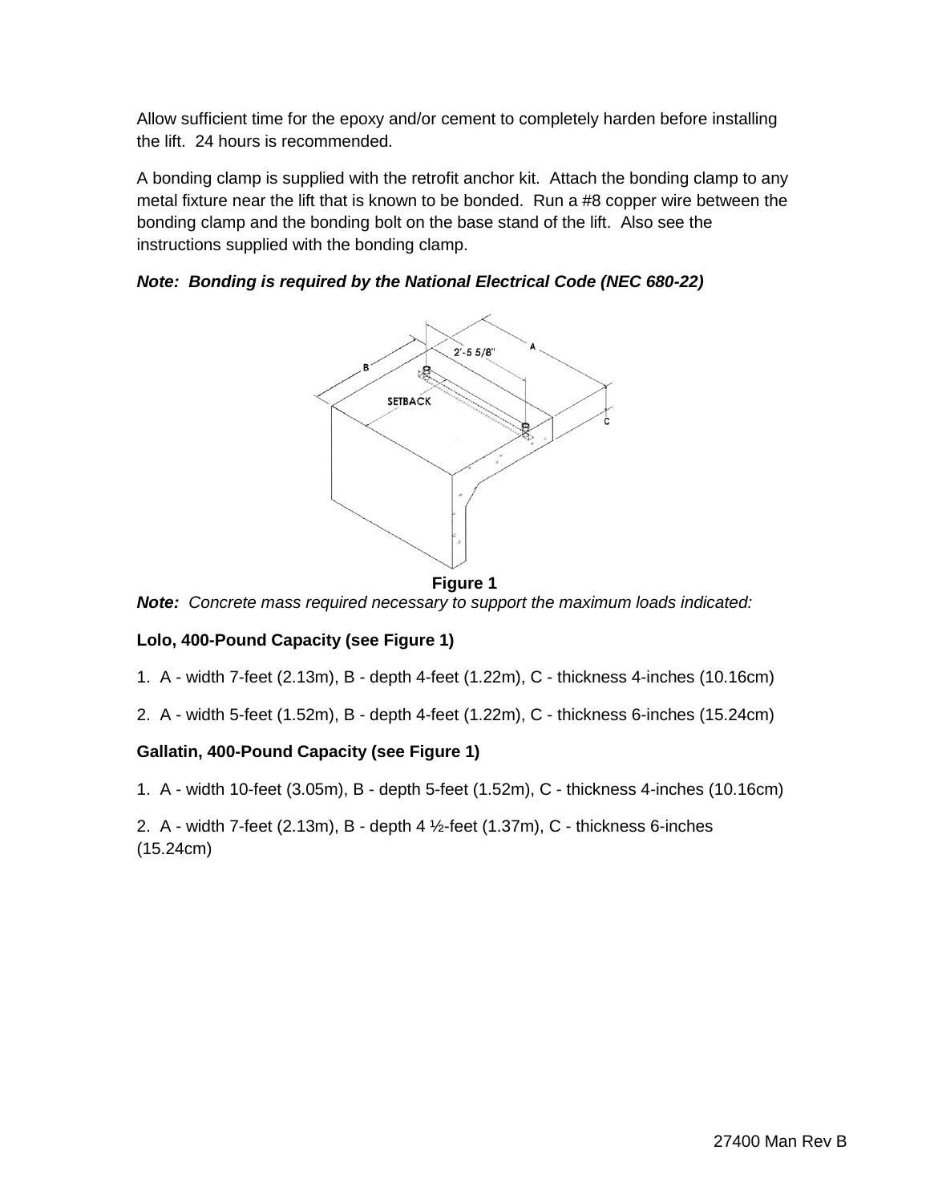Allow sufficient time for the epoxy and/or cement to completely harden before installing the lift. 24 hours is recommended.

A bonding clamp is supplied with the retrofit anchor kit. Attach the bonding clamp to any metal fixture near the lift that is known to be bonded. Run a #8 copper wire between the bonding clamp and the bonding bolt on the base stand of the lift. Also see the instructions supplied with the bonding clamp.

***Note: Bonding is required by the National Electrical Code (NEC 680-22)***

2'-5 5/8"

A

B

SETBACK

C

**Figure 1**

***Note:*** *Concrete mass required necessary to support the maximum loads indicated:*

**Lolo, 400-Pound Capacity (see Figure 1)**

1. A - width 7-feet (2.13m), B - depth 4-feet (1.22m), C - thickness 4-inches (10.16cm)

2. A - width 5-feet (1.52m), B - depth 4-feet (1.22m), C - thickness 6-inches (15.24cm)

**Gallatin, 400-Pound Capacity (see Figure 1)**

1. A - width 10-feet (3.05m), B - depth 5-feet (1.52m), C - thickness 4-inches (10.16cm)

2. A - width 7-feet (2.13m), B - depth 4 ½-feet (1.37m), C - thickness 6-inches (15.24cm)